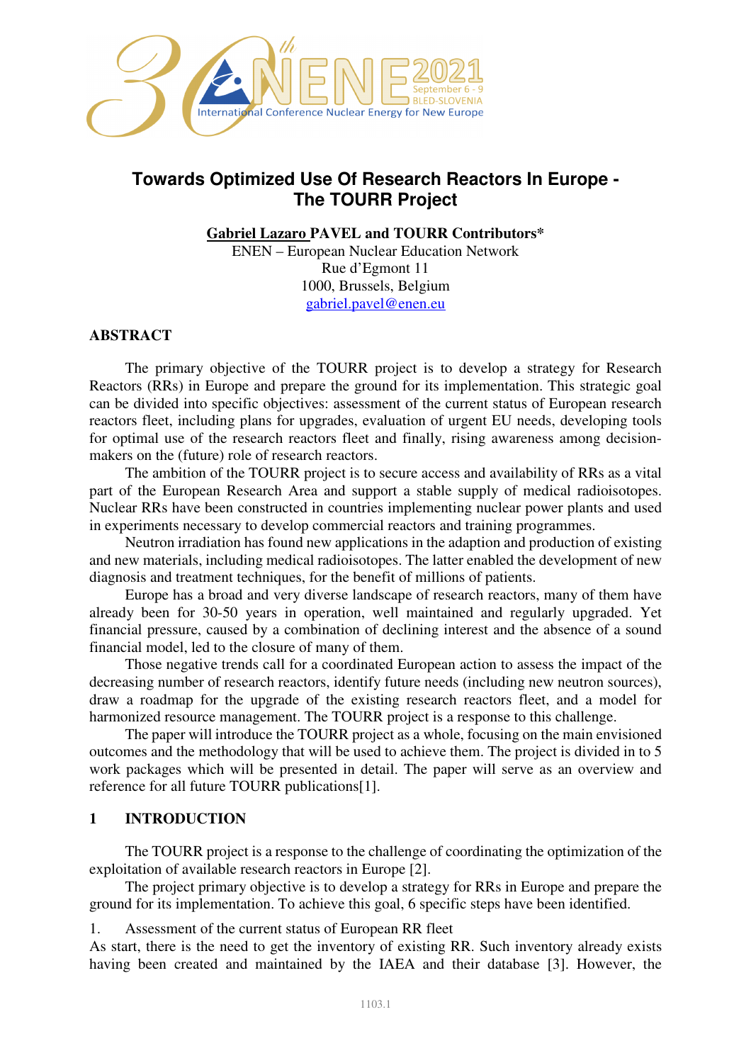# Towards Optimized Use Of Research Reactors In Europe - The TOURR Project

**Gabriel Lazaro PAVEL and TOURR Contributors***

ENEN – European Nuclear Education Network
Rue d'Egmont 11
1000, Brussels, Belgium
gabriel.pavel@enen.eu

## ABSTRACT

The primary objective of the TOURR project is to develop a strategy for Research Reactors (RRs) in Europe and prepare the ground for its implementation. This strategic goal can be divided into specific objectives: assessment of the current status of European research reactors fleet, including plans for upgrades, evaluation of urgent EU needs, developing tools for optimal use of the research reactors fleet and finally, rising awareness among decision-makers on the (future) role of research reactors.

The ambition of the TOURR project is to secure access and availability of RRs as a vital part of the European Research Area and support a stable supply of medical radioisotopes. Nuclear RRs have been constructed in countries implementing nuclear power plants and used in experiments necessary to develop commercial reactors and training programmes.

Neutron irradiation has found new applications in the adaption and production of existing and new materials, including medical radioisotopes. The latter enabled the development of new diagnosis and treatment techniques, for the benefit of millions of patients.

Europe has a broad and very diverse landscape of research reactors, many of them have already been for 30-50 years in operation, well maintained and regularly upgraded. Yet financial pressure, caused by a combination of declining interest and the absence of a sound financial model, led to the closure of many of them.

Those negative trends call for a coordinated European action to assess the impact of the decreasing number of research reactors, identify future needs (including new neutron sources), draw a roadmap for the upgrade of the existing research reactors fleet, and a model for harmonized resource management. The TOURR project is a response to this challenge.

The paper will introduce the TOURR project as a whole, focusing on the main envisioned outcomes and the methodology that will be used to achieve them. The project is divided in to 5 work packages which will be presented in detail. The paper will serve as an overview and reference for all future TOURR publications[1].

## 1 INTRODUCTION

The TOURR project is a response to the challenge of coordinating the optimization of the exploitation of available research reactors in Europe [2].

The project primary objective is to develop a strategy for RRs in Europe and prepare the ground for its implementation. To achieve this goal, 6 specific steps have been identified.

1. Assessment of the current status of European RR fleet

As start, there is the need to get the inventory of existing RR. Such inventory already exists having been created and maintained by the IAEA and their database [3]. However, the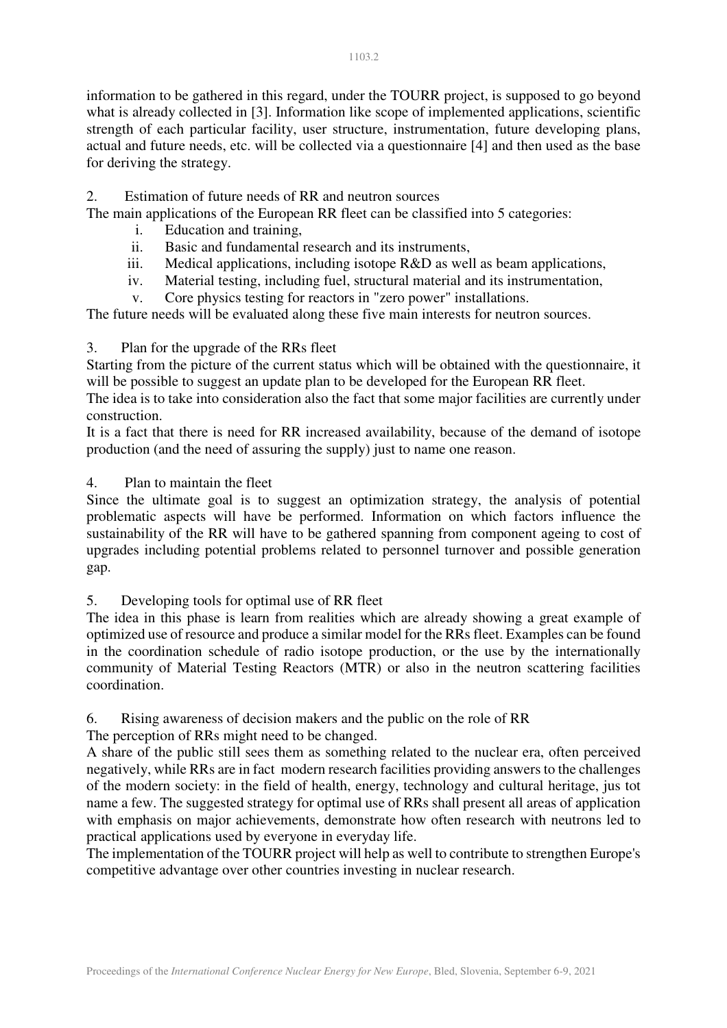information to be gathered in this regard, under the TOURR project, is supposed to go beyond what is already collected in [3]. Information like scope of implemented applications, scientific strength of each particular facility, user structure, instrumentation, future developing plans, actual and future needs, etc. will be collected via a questionnaire [4] and then used as the base for deriving the strategy.

2. Estimation of future needs of RR and neutron sources

The main applications of the European RR fleet can be classified into 5 categories:

i. Education and training,
ii. Basic and fundamental research and its instruments,
iii. Medical applications, including isotope R&D as well as beam applications,
iv. Material testing, including fuel, structural material and its instrumentation,
v. Core physics testing for reactors in "zero power" installations.

The future needs will be evaluated along these five main interests for neutron sources.

3. Plan for the upgrade of the RRs fleet

Starting from the picture of the current status which will be obtained with the questionnaire, it will be possible to suggest an update plan to be developed for the European RR fleet.

The idea is to take into consideration also the fact that some major facilities are currently under construction.

It is a fact that there is need for RR increased availability, because of the demand of isotope production (and the need of assuring the supply) just to name one reason.

4. Plan to maintain the fleet

Since the ultimate goal is to suggest an optimization strategy, the analysis of potential problematic aspects will have be performed. Information on which factors influence the sustainability of the RR will have to be gathered spanning from component ageing to cost of upgrades including potential problems related to personnel turnover and possible generation gap.

5. Developing tools for optimal use of RR fleet

The idea in this phase is learn from realities which are already showing a great example of optimized use of resource and produce a similar model for the RRs fleet. Examples can be found in the coordination schedule of radio isotope production, or the use by the internationally community of Material Testing Reactors (MTR) or also in the neutron scattering facilities coordination.

6. Rising awareness of decision makers and the public on the role of RR

The perception of RRs might need to be changed.

A share of the public still sees them as something related to the nuclear era, often perceived negatively, while RRs are in fact modern research facilities providing answers to the challenges of the modern society: in the field of health, energy, technology and cultural heritage, jus tot name a few. The suggested strategy for optimal use of RRs shall present all areas of application with emphasis on major achievements, demonstrate how often research with neutrons led to practical applications used by everyone in everyday life.

The implementation of the TOURR project will help as well to contribute to strengthen Europe's competitive advantage over other countries investing in nuclear research.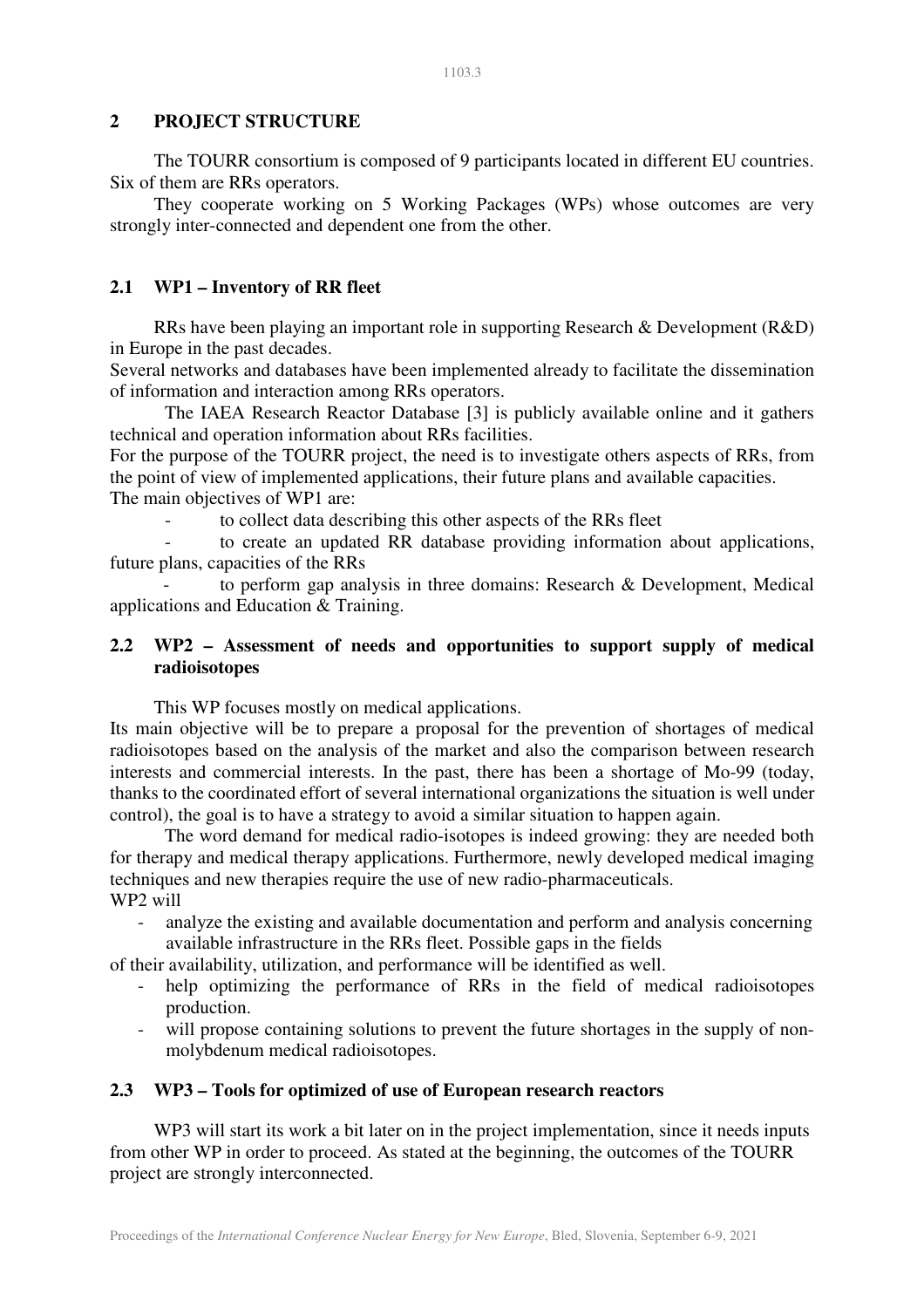## 2 PROJECT STRUCTURE

The TOURR consortium is composed of 9 participants located in different EU countries. Six of them are RRs operators.

They cooperate working on 5 Working Packages (WPs) whose outcomes are very strongly inter-connected and dependent one from the other.

### 2.1 WP1 – Inventory of RR fleet

RRs have been playing an important role in supporting Research & Development (R&D) in Europe in the past decades.
Several networks and databases have been implemented already to facilitate the dissemination of information and interaction among RRs operators.

The IAEA Research Reactor Database [3] is publicly available online and it gathers technical and operation information about RRs facilities.
For the purpose of the TOURR project, the need is to investigate others aspects of RRs, from the point of view of implemented applications, their future plans and available capacities.
The main objectives of WP1 are:

- to collect data describing this other aspects of the RRs fleet
- to create an updated RR database providing information about applications, future plans, capacities of the RRs
- to perform gap analysis in three domains: Research & Development, Medical applications and Education & Training.

### 2.2 WP2 – Assessment of needs and opportunities to support supply of medical radioisotopes

This WP focuses mostly on medical applications.
Its main objective will be to prepare a proposal for the prevention of shortages of medical radioisotopes based on the analysis of the market and also the comparison between research interests and commercial interests. In the past, there has been a shortage of Mo-99 (today, thanks to the coordinated effort of several international organizations the situation is well under control), the goal is to have a strategy to avoid a similar situation to happen again.

The word demand for medical radio-isotopes is indeed growing: they are needed both for therapy and medical therapy applications. Furthermore, newly developed medical imaging techniques and new therapies require the use of new radio-pharmaceuticals.
WP2 will

- analyze the existing and available documentation and perform and analysis concerning available infrastructure in the RRs fleet. Possible gaps in the fields

of their availability, utilization, and performance will be identified as well.

- help optimizing the performance of RRs in the field of medical radioisotopes production.
- will propose containing solutions to prevent the future shortages in the supply of non-molybdenum medical radioisotopes.

### 2.3 WP3 – Tools for optimized of use of European research reactors

WP3 will start its work a bit later on in the project implementation, since it needs inputs from other WP in order to proceed. As stated at the beginning, the outcomes of the TOURR project are strongly interconnected.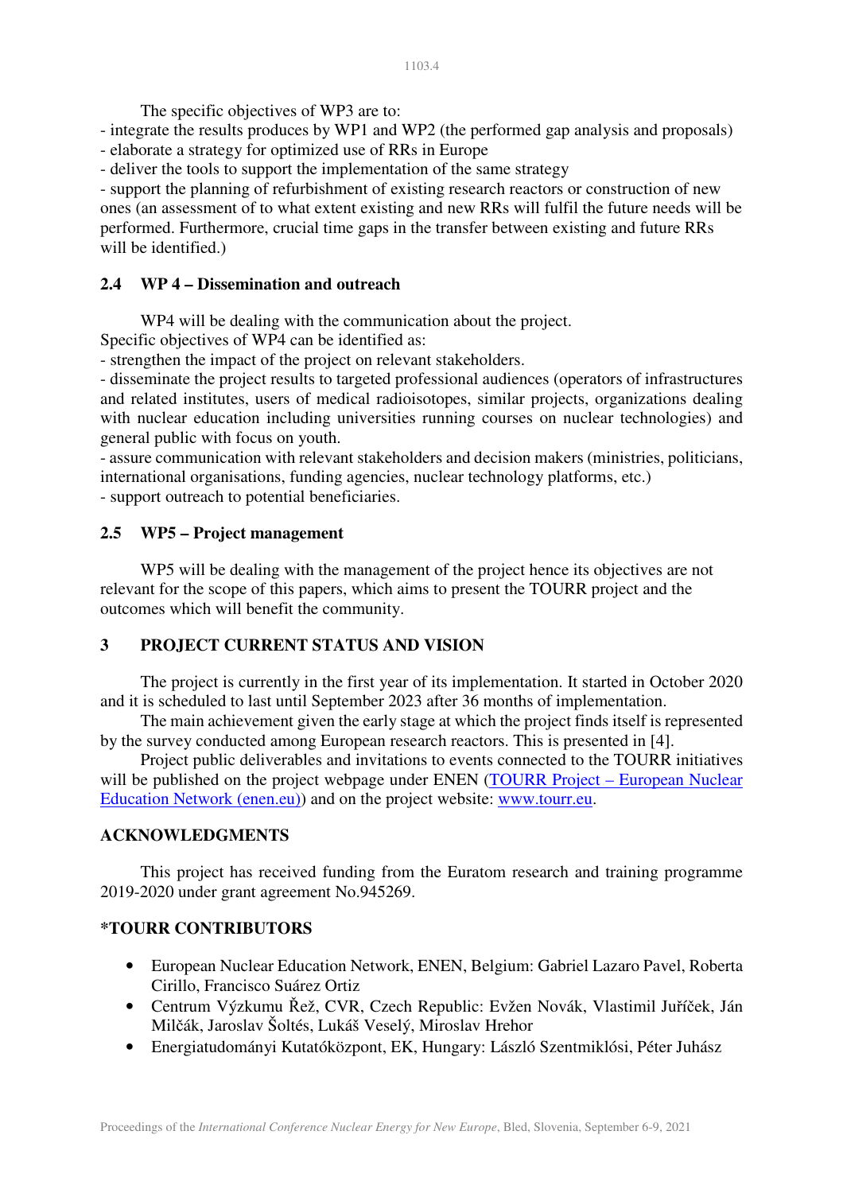The specific objectives of WP3 are to:

- integrate the results produces by WP1 and WP2 (the performed gap analysis and proposals)
- elaborate a strategy for optimized use of RRs in Europe
- deliver the tools to support the implementation of the same strategy
- support the planning of refurbishment of existing research reactors or construction of new ones (an assessment of to what extent existing and new RRs will fulfil the future needs will be performed. Furthermore, crucial time gaps in the transfer between existing and future RRs will be identified.)

## 2.4 WP 4 – Dissemination and outreach

WP4 will be dealing with the communication about the project.

Specific objectives of WP4 can be identified as:

- strengthen the impact of the project on relevant stakeholders.
- disseminate the project results to targeted professional audiences (operators of infrastructures and related institutes, users of medical radioisotopes, similar projects, organizations dealing with nuclear education including universities running courses on nuclear technologies) and general public with focus on youth.
- assure communication with relevant stakeholders and decision makers (ministries, politicians, international organisations, funding agencies, nuclear technology platforms, etc.)
- support outreach to potential beneficiaries.

## 2.5 WP5 – Project management

WP5 will be dealing with the management of the project hence its objectives are not relevant for the scope of this papers, which aims to present the TOURR project and the outcomes which will benefit the community.

# 3 PROJECT CURRENT STATUS AND VISION

The project is currently in the first year of its implementation. It started in October 2020 and it is scheduled to last until September 2023 after 36 months of implementation.

The main achievement given the early stage at which the project finds itself is represented by the survey conducted among European research reactors. This is presented in [4].

Project public deliverables and invitations to events connected to the TOURR initiatives will be published on the project webpage under ENEN ([TOURR Project – European Nuclear Education Network (enen.eu)](TOURR Project – European Nuclear Education Network (enen.eu))) and on the project website: [www.tourr.eu](www.tourr.eu).

# ACKNOWLEDGMENTS

This project has received funding from the Euratom research and training programme 2019-2020 under grant agreement No.945269.

# *TOURR CONTRIBUTORS

- European Nuclear Education Network, ENEN, Belgium: Gabriel Lazaro Pavel, Roberta Cirillo, Francisco Suárez Ortiz
- Centrum Výzkumu Řež, CVR, Czech Republic: Evžen Novák, Vlastimil Juříček, Ján Milčák, Jaroslav Šoltés, Lukáš Veselý, Miroslav Hrehor
- Energiatudományi Kutatóközpont, EK, Hungary: László Szentmiklósi, Péter Juhász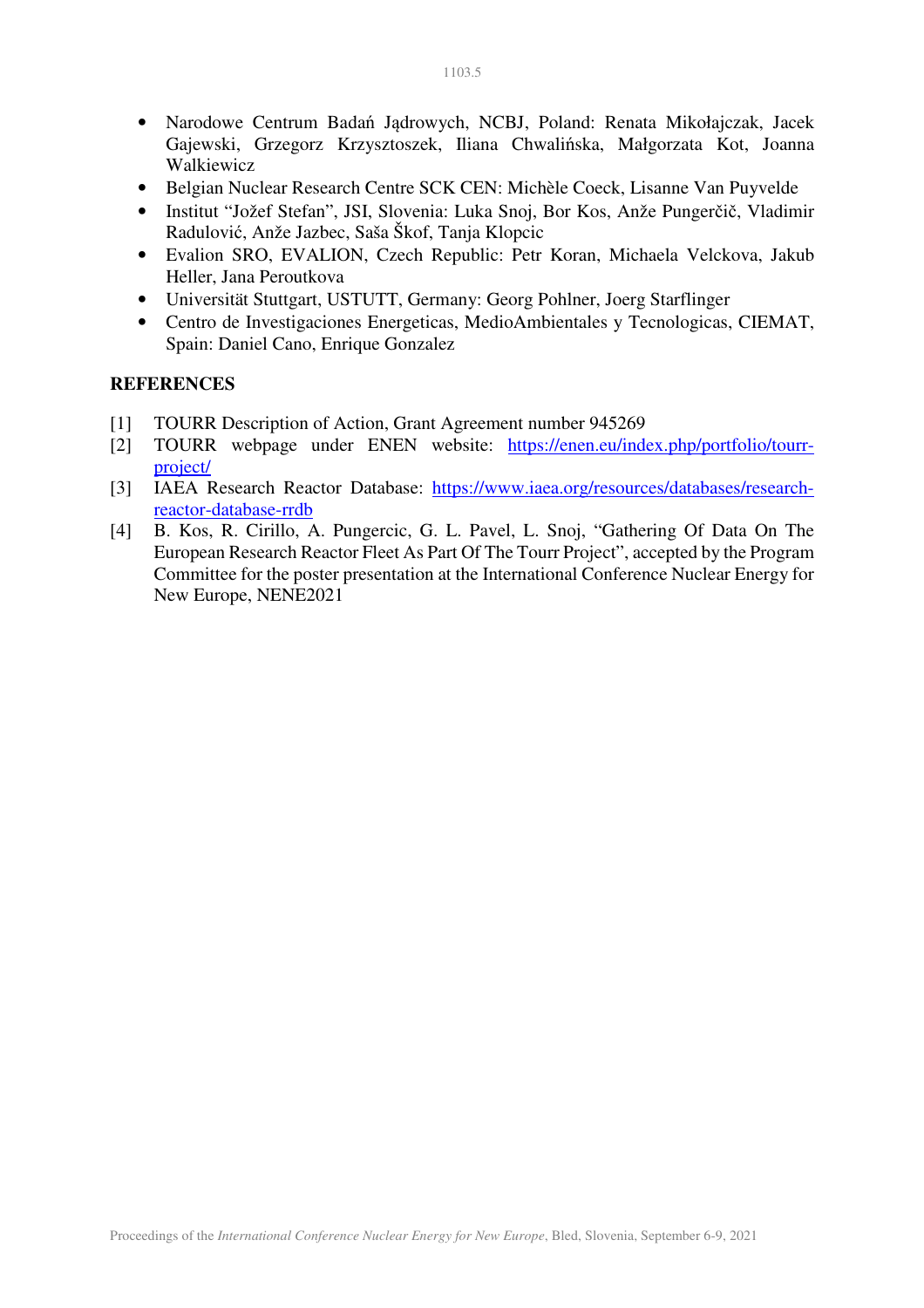- Narodowe Centrum Badań Jądrowych, NCBJ, Poland: Renata Mikołajczak, Jacek Gajewski, Grzegorz Krzysztoszek, Iliana Chwalińska, Małgorzata Kot, Joanna Walkiewicz
- Belgian Nuclear Research Centre SCK CEN: Michèle Coeck, Lisanne Van Puyvelde
- Institut "Jožef Stefan", JSI, Slovenia: Luka Snoj, Bor Kos, Anže Pungerčič, Vladimir Radulović, Anže Jazbec, Saša Škof, Tanja Klopcic
- Evalion SRO, EVALION, Czech Republic: Petr Koran, Michaela Velckova, Jakub Heller, Jana Peroutkova
- Universität Stuttgart, USTUTT, Germany: Georg Pohlner, Joerg Starflinger
- Centro de Investigaciones Energeticas, MedioAmbientales y Tecnologicas, CIEMAT, Spain: Daniel Cano, Enrique Gonzalez

## REFERENCES

[1] TOURR Description of Action, Grant Agreement number 945269

[2] TOURR webpage under ENEN website: https://enen.eu/index.php/portfolio/tourr-project/

[3] IAEA Research Reactor Database: https://www.iaea.org/resources/databases/research-reactor-database-rrdb

[4] B. Kos, R. Cirillo, A. Pungercic, G. L. Pavel, L. Snoj, "Gathering Of Data On The European Research Reactor Fleet As Part Of The Tourr Project", accepted by the Program Committee for the poster presentation at the International Conference Nuclear Energy for New Europe, NENE2021